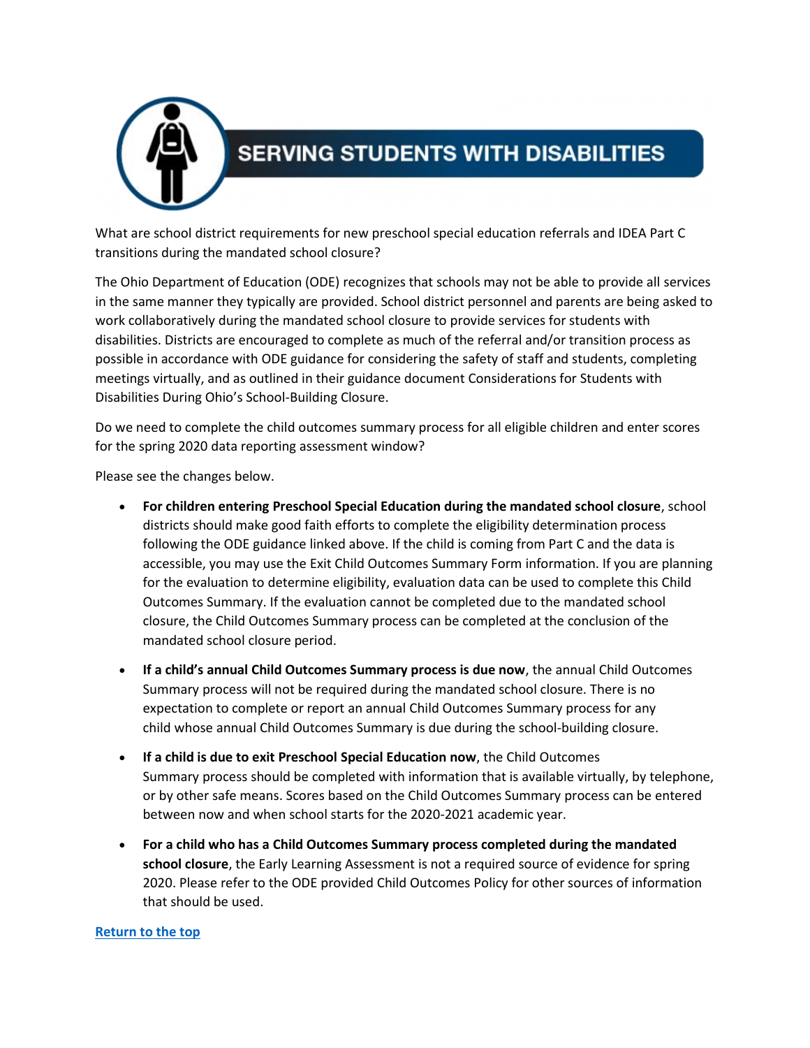# SERVING STUDENTS WITH DISABILITIES

What are school district requirements for new preschool special education referrals and IDEA Part C transitions during the mandated school closure?

The Ohio Department of Education (ODE) recognizes that schools may not be able to provide all services in the same manner they typically are provided. School district personnel and parents are being asked to work collaboratively during the mandated school closure to provide services for students with disabilities. Districts are encouraged to complete as much of the referral and/or transition process as possible in accordance with ODE guidance for considering the safety of staff and students, completing meetings virtually, and as outlined in their guidance document Considerations for Students with Disabilities During Ohio's School-Building Closure.

Do we need to complete the child outcomes summary process for all eligible children and enter scores for the spring 2020 data reporting assessment window?

Please see the changes below.

- **For children entering Preschool Special Education during the mandated school closure**, school districts should make good faith efforts to complete the eligibility determination process following the ODE guidance linked above. If the child is coming from Part C and the data is accessible, you may use the Exit Child Outcomes Summary Form information. If you are planning for the evaluation to determine eligibility, evaluation data can be used to complete this Child Outcomes Summary. If the evaluation cannot be completed due to the mandated school closure, the Child Outcomes Summary process can be completed at the conclusion of the mandated school closure period.
- **If a child's annual Child Outcomes Summary process is due now**, the annual Child Outcomes Summary process will not be required during the mandated school closure. There is no expectation to complete or report an annual Child Outcomes Summary process for any child whose annual Child Outcomes Summary is due during the school-building closure.
- **If a child is due to exit Preschool Special Education now**, the Child Outcomes Summary process should be completed with information that is available virtually, by telephone, or by other safe means. Scores based on the Child Outcomes Summary process can be entered between now and when school starts for the 2020-2021 academic year.
- **For a child who has a Child Outcomes Summary process completed during the mandated school closure**, the Early Learning Assessment is not a required source of evidence for spring 2020. Please refer to the ODE provided Child Outcomes Policy for other sources of information that should be used.

Return to the top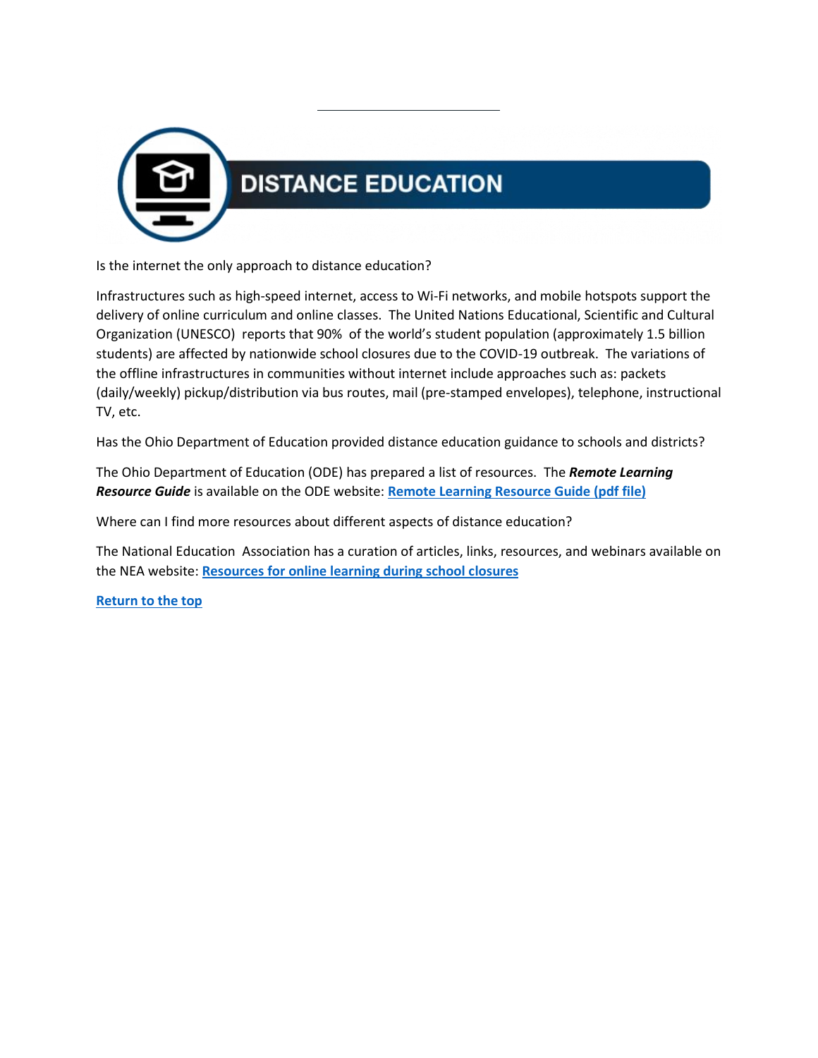## DISTANCE EDUCATION

Is the internet the only approach to distance education?

Infrastructures such as high-speed internet, access to Wi-Fi networks, and mobile hotspots support the delivery of online curriculum and online classes. The United Nations Educational, Scientific and Cultural Organization (UNESCO) reports that 90% of the world's student population (approximately 1.5 billion students) are affected by nationwide school closures due to the COVID-19 outbreak. The variations of the offline infrastructures in communities without internet include approaches such as: packets (daily/weekly) pickup/distribution via bus routes, mail (pre-stamped envelopes), telephone, instructional TV, etc.

Has the Ohio Department of Education provided distance education guidance to schools and districts?

The Ohio Department of Education (ODE) has prepared a list of resources. The ***Remote Learning Resource Guide*** is available on the ODE website: **Remote Learning Resource Guide (pdf file)**

Where can I find more resources about different aspects of distance education?

The National Education Association has a curation of articles, links, resources, and webinars available on the NEA website: **Resources for online learning during school closures**

**Return to the top**